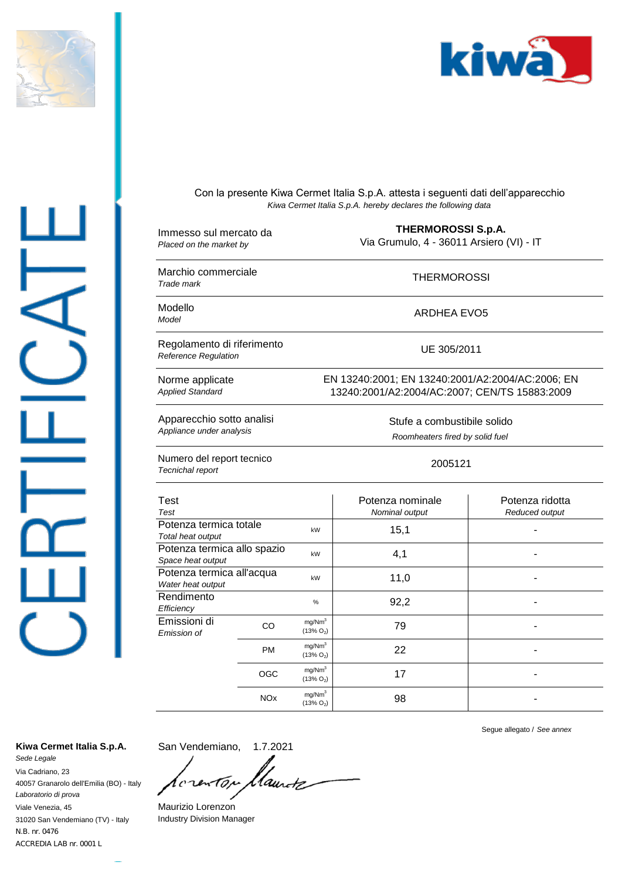# CERTIFICATE

Con la presente Kiwa Cermet Italia S.p.A. attesta i seguenti dati dell'apparecchio
*Kiwa Cermet Italia S.p.A. hereby declares the following data*

| | |
|---|---|
| Immesso sul mercato da<br>*Placed on the market by* | **THERMOROSSI S.p.A.**<br>Via Grumulo, 4 - 36011 Arsiero (VI) - IT |
| Marchio commerciale<br>*Trade mark* | THERMOROSSI |
| Modello<br>*Model* | ARDHEA EVO5 |
| Regolamento di riferimento<br>*Reference Regulation* | UE 305/2011 |
| Norme applicate<br>*Applied Standard* | EN 13240:2001; EN 13240:2001/A2:2004/AC:2006; EN 13240:2001/A2:2004/AC:2007; CEN/TS 15883:2009 |
| Apparecchio sotto analisi<br>*Appliance under analysis* | Stufe a combustibile solido<br>*Roomheaters fired by solid fuel* |
| Numero del report tecnico<br>*Tecnichal report* | 2005121 |

| Test<br>*Test* | | | Potenza nominale<br>*Nominal output* | Potenza ridotta<br>*Reduced output* |
|---|---|---|---|---|
| Potenza termica totale<br>*Total heat output* | | kW | 15,1 | - |
| Potenza termica allo spazio<br>*Space heat output* | | kW | 4,1 | - |
| Potenza termica all'acqua<br>*Water heat output* | | kW | 11,0 | - |
| Rendimento<br>*Efficiency* | | % | 92,2 | - |
| Emissioni di<br>*Emission of* | CO | $mg/Nm^3$ (13% $O_2$) | 79 | - |
| | PM | $mg/Nm^3$ (13% $O_2$) | 22 | - |
| | OGC | $mg/Nm^3$ (13% $O_2$) | 17 | - |
| | NOx | $mg/Nm^3$ (13% $O_2$) | 98 | - |

Segue allegato / *See annex*

San Vendemiano, 1.7.2021

Maurizio Lorenzon
Industry Division Manager

**Kiwa Cermet Italia S.p.A.**
*Sede Legale*
Via Cadriano, 23
40057 Granarolo dell'Emilia (BO) - Italy
*Laboratorio di prova*
Viale Venezia, 45
31020 San Vendemiano (TV) - Italy
N.B. nr. 0476
ACCREDIA LAB nr. 0001 L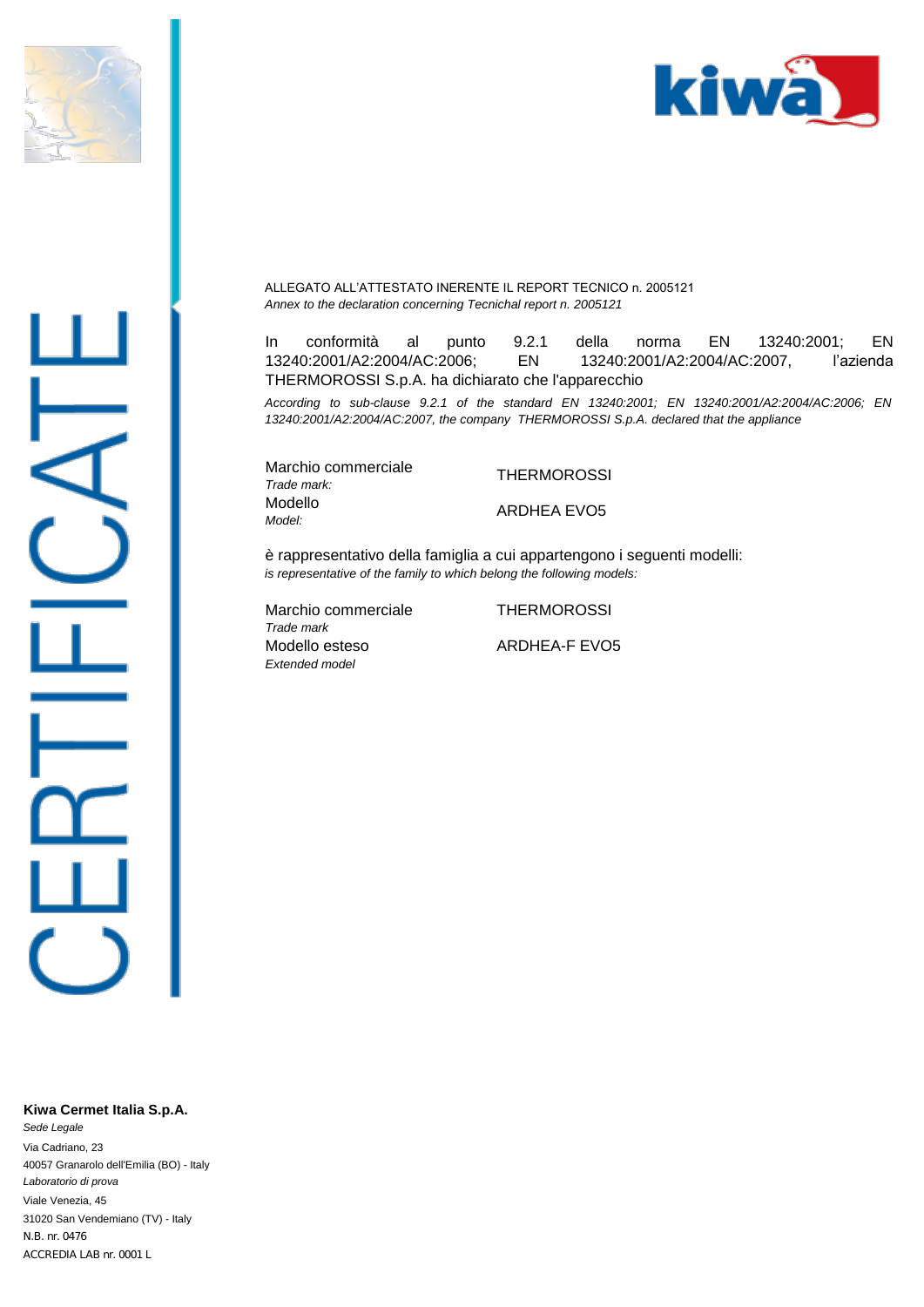ALLEGATO ALL'ATTESTATO INERENTE IL REPORT TECNICO n. 2005121

*Annex to the declaration concerning Tecnichal report n. 2005121*

In conformità al punto 9.2.1 della norma EN 13240:2001; EN 13240:2001/A2:2004/AC:2006; EN 13240:2001/A2:2004/AC:2007, l'azienda THERMOROSSI S.p.A. ha dichiarato che l'apparecchio

*According to sub-clause 9.2.1 of the standard EN 13240:2001; EN 13240:2001/A2:2004/AC:2006; EN 13240:2001/A2:2004/AC:2007, the company THERMOROSSI S.p.A. declared that the appliance*

| | |
|---|---|
| Marchio commerciale *Trade mark:* | THERMOROSSI |
| Modello *Model:* | ARDHEA EVO5 |

è rappresentativo della famiglia a cui appartengono i seguenti modelli:

*is representative of the family to which belong the following models:*

| | |
|---|---|
| Marchio commerciale *Trade mark* | THERMOROSSI |
| Modello esteso *Extended model* | ARDHEA-F EVO5 |

**Kiwa Cermet Italia S.p.A.**

*Sede Legale*

Via Cadriano, 23

40057 Granarolo dell'Emilia (BO) - Italy

*Laboratorio di prova*

Viale Venezia, 45

31020 San Vendemiano (TV) - Italy

N.B. nr. 0476

ACCREDIA LAB nr. 0001 L